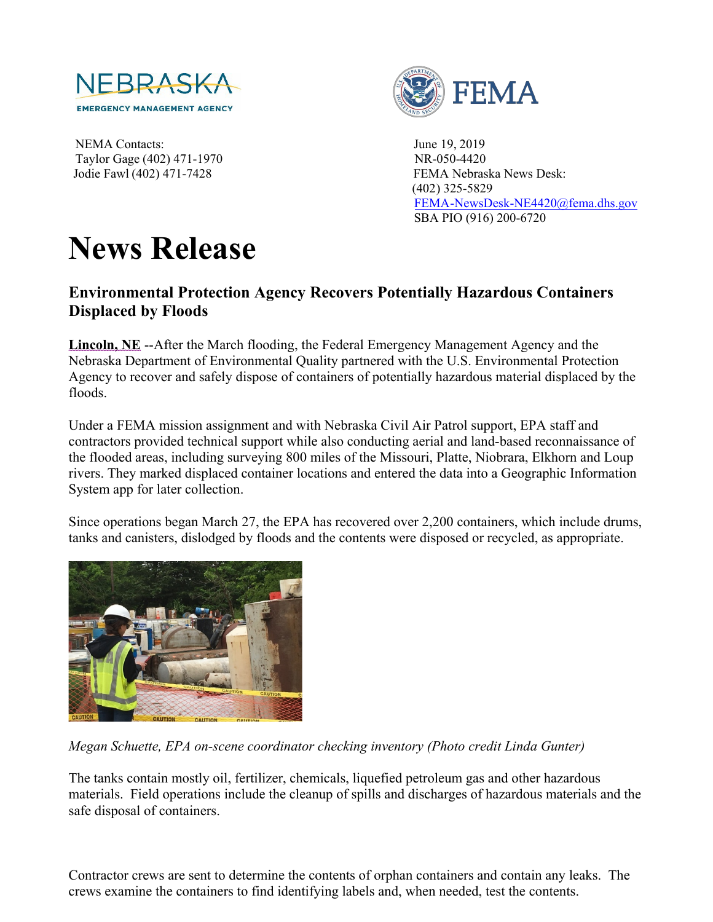NEMA Contacts:
Taylor Gage (402) 471-1970
Jodie Fawl (402) 471-7428

June 19, 2019
NR-050-4420
FEMA Nebraska News Desk:
(402) 325-5829
FEMA-NewsDesk-NE4420@fema.dhs.gov
SBA PIO (916) 200-6720

# News Release

### Environmental Protection Agency Recovers Potentially Hazardous Containers Displaced by Floods

**Lincoln, NE** --After the March flooding, the Federal Emergency Management Agency and the Nebraska Department of Environmental Quality partnered with the U.S. Environmental Protection Agency to recover and safely dispose of containers of potentially hazardous material displaced by the floods.

Under a FEMA mission assignment and with Nebraska Civil Air Patrol support, EPA staff and contractors provided technical support while also conducting aerial and land-based reconnaissance of the flooded areas, including surveying 800 miles of the Missouri, Platte, Niobrara, Elkhorn and Loup rivers. They marked displaced container locations and entered the data into a Geographic Information System app for later collection.

Since operations began March 27, the EPA has recovered over 2,200 containers, which include drums, tanks and canisters, dislodged by floods and the contents were disposed or recycled, as appropriate.

*Megan Schuette, EPA on-scene coordinator checking inventory (Photo credit Linda Gunter)*

The tanks contain mostly oil, fertilizer, chemicals, liquefied petroleum gas and other hazardous materials. Field operations include the cleanup of spills and discharges of hazardous materials and the safe disposal of containers.

Contractor crews are sent to determine the contents of orphan containers and contain any leaks. The crews examine the containers to find identifying labels and, when needed, test the contents.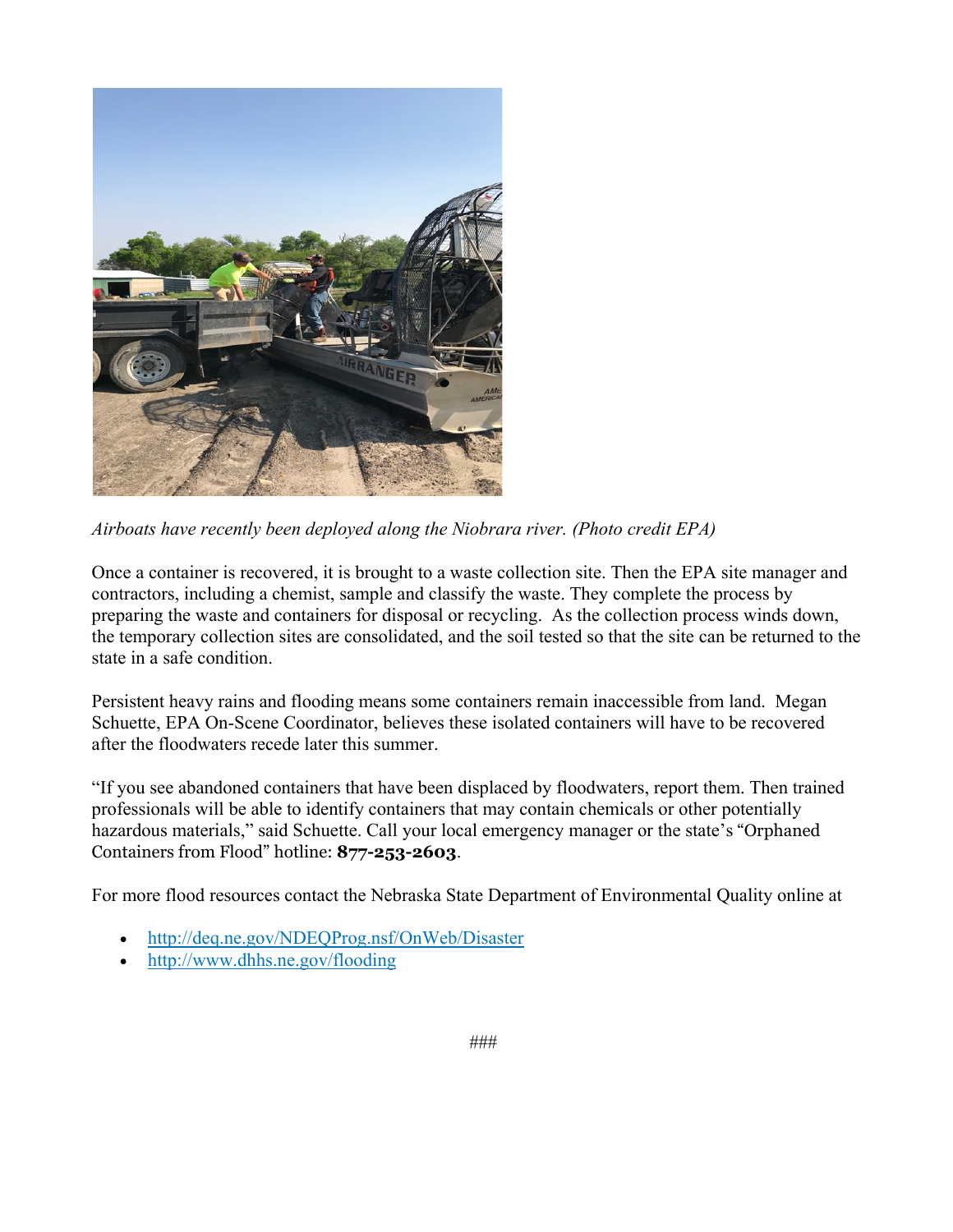*Airboats have recently been deployed along the Niobrara river. (Photo credit EPA)*

Once a container is recovered, it is brought to a waste collection site. Then the EPA site manager and contractors, including a chemist, sample and classify the waste. They complete the process by preparing the waste and containers for disposal or recycling. As the collection process winds down, the temporary collection sites are consolidated, and the soil tested so that the site can be returned to the state in a safe condition.

Persistent heavy rains and flooding means some containers remain inaccessible from land. Megan Schuette, EPA On-Scene Coordinator, believes these isolated containers will have to be recovered after the floodwaters recede later this summer.

"If you see abandoned containers that have been displaced by floodwaters, report them. Then trained professionals will be able to identify containers that may contain chemicals or other potentially hazardous materials," said Schuette. Call your local emergency manager or the state's "Orphaned Containers from Flood" hotline: **877-253-2603**.

For more flood resources contact the Nebraska State Department of Environmental Quality online at

- http://deq.ne.gov/NDEQProg.nsf/OnWeb/Disaster
- http://www.dhhs.ne.gov/flooding

###